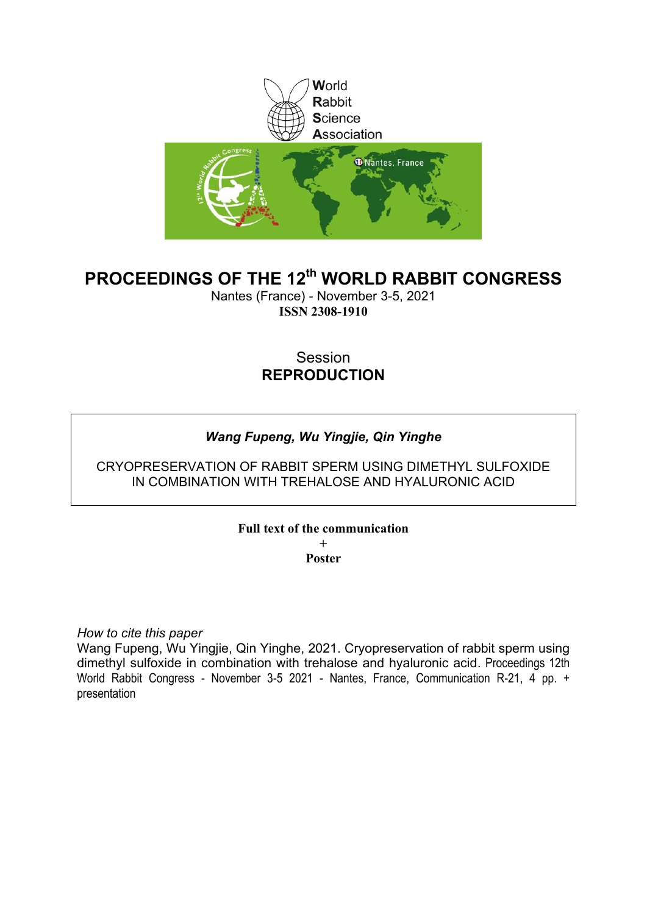World
Rabbit
Science
Association

# PROCEEDINGS OF THE 12th WORLD RABBIT CONGRESS

Nantes (France) - November 3-5, 2021
**ISSN 2308-1910**

Session
**REPRODUCTION**

***Wang Fupeng, Wu Yingjie, Qin Yinghe***

CRYOPRESERVATION OF RABBIT SPERM USING DIMETHYL SULFOXIDE IN COMBINATION WITH TREHALOSE AND HYALURONIC ACID

**Full text of the communication**
+
**Poster**

*How to cite this paper*
Wang Fupeng, Wu Yingjie, Qin Yinghe, 2021. Cryopreservation of rabbit sperm using dimethyl sulfoxide in combination with trehalose and hyaluronic acid. Proceedings 12th World Rabbit Congress - November 3-5 2021 - Nantes, France, Communication R-21, 4 pp. + presentation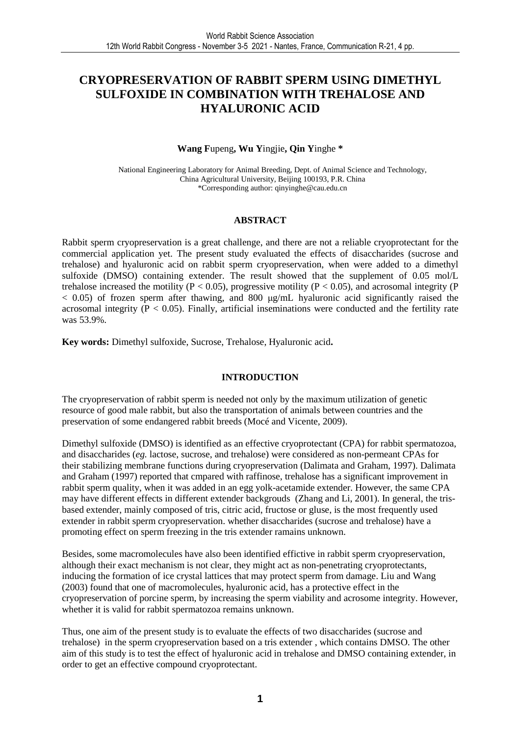# CRYOPRESERVATION OF RABBIT SPERM USING DIMETHYL SULFOXIDE IN COMBINATION WITH TREHALOSE AND HYALURONIC ACID

**Wang F**upeng**, Wu Y**ingjie**, Qin Y**inghe **\***

National Engineering Laboratory for Animal Breeding, Dept. of Animal Science and Technology, China Agricultural University, Beijing 100193, P.R. China
*Corresponding author: qinyinghe@cau.edu.cn

## ABSTRACT

Rabbit sperm cryopreservation is a great challenge, and there are not a reliable cryoprotectant for the commercial application yet. The present study evaluated the effects of disaccharides (sucrose and trehalose) and hyaluronic acid on rabbit sperm cryopreservation, when were added to a dimethyl sulfoxide (DMSO) containing extender. The result showed that the supplement of 0.05 mol/L trehalose increased the motility ($P < 0.05$), progressive motility ($P < 0.05$), and acrosomal integrity ($P < 0.05$) of frozen sperm after thawing, and 800 μg/mL hyaluronic acid significantly raised the acrosomal integrity ($P < 0.05$). Finally, artificial inseminations were conducted and the fertility rate was 53.9%.

**Key words:** Dimethyl sulfoxide, Sucrose, Trehalose, Hyaluronic acid**.**

## INTRODUCTION

The cryopreservation of rabbit sperm is needed not only by the maximum utilization of genetic resource of good male rabbit, but also the transportation of animals between countries and the preservation of some endangered rabbit breeds (Mocé and Vicente, 2009).

Dimethyl sulfoxide (DMSO) is identified as an effective cryoprotectant (CPA) for rabbit spermatozoa, and disaccharides (*eg.* lactose, sucrose, and trehalose) were considered as non-permeant CPAs for their stabilizing membrane functions during cryopreservation (Dalimata and Graham, 1997). Dalimata and Graham (1997) reported that cmpared with raffinose, trehalose has a significant improvement in rabbit sperm quality, when it was added in an egg yolk-acetamide extender. However, the same CPA may have different effects in different extender backgrouds (Zhang and Li, 2001). In general, the tris-based extender, mainly composed of tris, citric acid, fructose or gluse, is the most frequently used extender in rabbit sperm cryopreservation. whether disaccharides (sucrose and trehalose) have a promoting effect on sperm freezing in the tris extender ramains unknown.

Besides, some macromolecules have also been identified effictive in rabbit sperm cryopreservation, although their exact mechanism is not clear, they might act as non-penetrating cryoprotectants, inducing the formation of ice crystal lattices that may protect sperm from damage. Liu and Wang (2003) found that one of macromolecules, hyaluronic acid, has a protective effect in the cryopreservation of porcine sperm, by increasing the sperm viability and acrosome integrity. However, whether it is valid for rabbit spermatozoa remains unknown.

Thus, one aim of the present study is to evaluate the effects of two disaccharides (sucrose and trehalose) in the sperm cryopreservation based on a tris extender , which contains DMSO. The other aim of this study is to test the effect of hyaluronic acid in trehalose and DMSO containing extender, in order to get an effective compound cryoprotectant.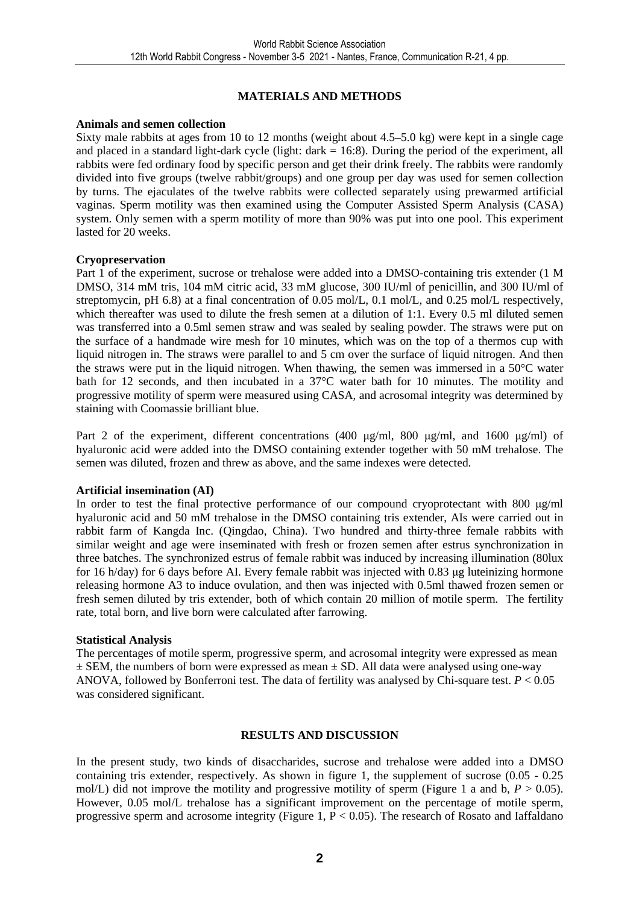## MATERIALS AND METHODS

### Animals and semen collection

Sixty male rabbits at ages from 10 to 12 months (weight about 4.5–5.0 kg) were kept in a single cage and placed in a standard light-dark cycle (light: dark = 16:8). During the period of the experiment, all rabbits were fed ordinary food by specific person and get their drink freely. The rabbits were randomly divided into five groups (twelve rabbit/groups) and one group per day was used for semen collection by turns. The ejaculates of the twelve rabbits were collected separately using prewarmed artificial vaginas. Sperm motility was then examined using the Computer Assisted Sperm Analysis (CASA) system. Only semen with a sperm motility of more than 90% was put into one pool. This experiment lasted for 20 weeks.

### Cryopreservation

Part 1 of the experiment, sucrose or trehalose were added into a DMSO-containing tris extender (1 M DMSO, 314 mM tris, 104 mM citric acid, 33 mM glucose, 300 IU/ml of penicillin, and 300 IU/ml of streptomycin, pH 6.8) at a final concentration of 0.05 mol/L, 0.1 mol/L, and 0.25 mol/L respectively, which thereafter was used to dilute the fresh semen at a dilution of 1:1. Every 0.5 ml diluted semen was transferred into a 0.5ml semen straw and was sealed by sealing powder. The straws were put on the surface of a handmade wire mesh for 10 minutes, which was on the top of a thermos cup with liquid nitrogen in. The straws were parallel to and 5 cm over the surface of liquid nitrogen. And then the straws were put in the liquid nitrogen. When thawing, the semen was immersed in a 50°C water bath for 12 seconds, and then incubated in a 37°C water bath for 10 minutes. The motility and progressive motility of sperm were measured using CASA, and acrosomal integrity was determined by staining with Coomassie brilliant blue.

Part 2 of the experiment, different concentrations (400 μg/ml, 800 μg/ml, and 1600 μg/ml) of hyaluronic acid were added into the DMSO containing extender together with 50 mM trehalose. The semen was diluted, frozen and threw as above, and the same indexes were detected.

### Artificial insemination (AI)

In order to test the final protective performance of our compound cryoprotectant with 800 μg/ml hyaluronic acid and 50 mM trehalose in the DMSO containing tris extender, AIs were carried out in rabbit farm of Kangda Inc. (Qingdao, China). Two hundred and thirty-three female rabbits with similar weight and age were inseminated with fresh or frozen semen after estrus synchronization in three batches. The synchronized estrus of female rabbit was induced by increasing illumination (80lux for 16 h/day) for 6 days before AI. Every female rabbit was injected with 0.83 μg luteinizing hormone releasing hormone A3 to induce ovulation, and then was injected with 0.5ml thawed frozen semen or fresh semen diluted by tris extender, both of which contain 20 million of motile sperm. The fertility rate, total born, and live born were calculated after farrowing.

### Statistical Analysis

The percentages of motile sperm, progressive sperm, and acrosomal integrity were expressed as mean ± SEM, the numbers of born were expressed as mean ± SD. All data were analysed using one-way ANOVA, followed by Bonferroni test. The data of fertility was analysed by Chi-square test. $P < 0.05$ was considered significant.

## RESULTS AND DISCUSSION

In the present study, two kinds of disaccharides, sucrose and trehalose were added into a DMSO containing tris extender, respectively. As shown in figure 1, the supplement of sucrose (0.05 - 0.25 mol/L) did not improve the motility and progressive motility of sperm (Figure 1 a and b, $P > 0.05$). However, 0.05 mol/L trehalose has a significant improvement on the percentage of motile sperm, progressive sperm and acrosome integrity (Figure 1, $P < 0.05$). The research of Rosato and Iaffaldano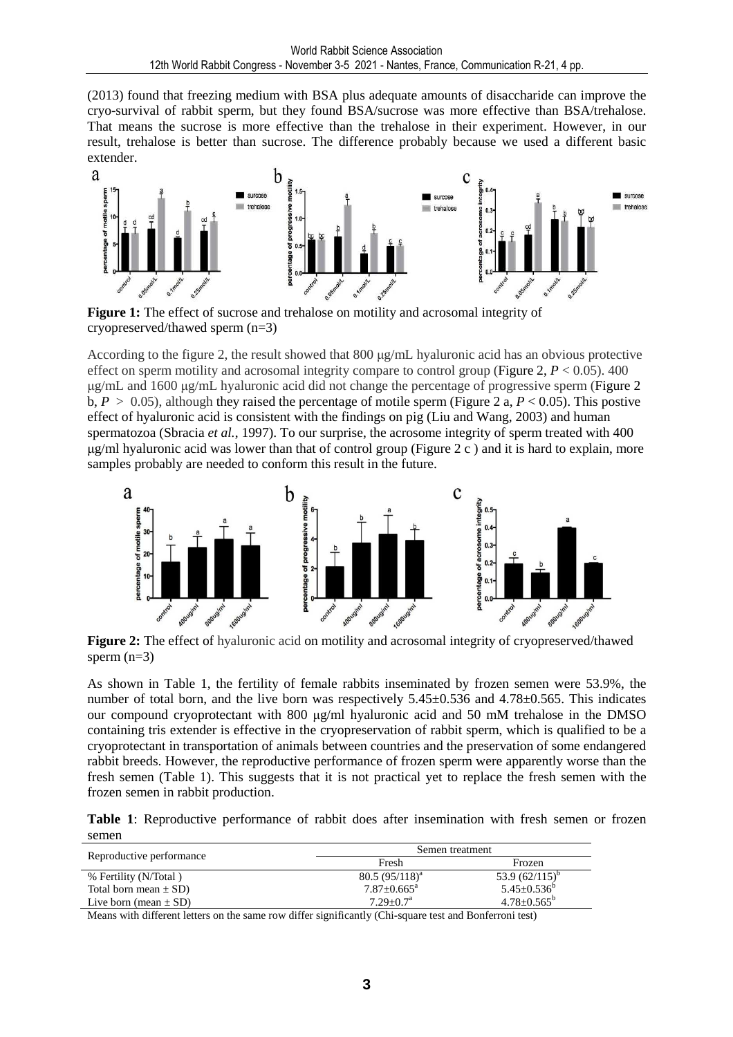(2013) found that freezing medium with BSA plus adequate amounts of disaccharide can improve the cryo-survival of rabbit sperm, but they found BSA/sucrose was more effective than BSA/trehalose. That means the sucrose is more effective than the trehalose in their experiment. However, in our result, trehalose is better than sucrose. The difference probably because we used a different basic extender.

**Figure 1:** The effect of sucrose and trehalose on motility and acrosomal integrity of cryopreserved/thawed sperm (n=3)

According to the figure 2, the result showed that 800 μg/mL hyaluronic acid has an obvious protective effect on sperm motility and acrosomal integrity compare to control group (Figure 2, $P < 0.05$). 400 μg/mL and 1600 μg/mL hyaluronic acid did not change the percentage of progressive sperm (Figure 2 b, $P > 0.05$), although they raised the percentage of motile sperm (Figure 2 a, $P < 0.05$). This postive effect of hyaluronic acid is consistent with the findings on pig (Liu and Wang, 2003) and human spermatozoa (Sbracia *et al.*, 1997). To our surprise, the acrosome integrity of sperm treated with 400 μg/ml hyaluronic acid was lower than that of control group (Figure 2 c ) and it is hard to explain, more samples probably are needed to conform this result in the future.

**Figure 2:** The effect of hyaluronic acid on motility and acrosomal integrity of cryopreserved/thawed sperm (n=3)

As shown in Table 1, the fertility of female rabbits inseminated by frozen semen were 53.9%, the number of total born, and the live born was respectively 5.45±0.536 and 4.78±0.565. This indicates our compound cryoprotectant with 800 μg/ml hyaluronic acid and 50 mM trehalose in the DMSO containing tris extender is effective in the cryopreservation of rabbit sperm, which is qualified to be a cryoprotectant in transportation of animals between countries and the preservation of some endangered rabbit breeds. However, the reproductive performance of frozen sperm were apparently worse than the fresh semen (Table 1). This suggests that it is not practical yet to replace the fresh semen with the frozen semen in rabbit production.

**Table 1**: Reproductive performance of rabbit does after insemination with fresh semen or frozen semen

| Reproductive performance | Semen treatment | |
|---|---|---|
| | Fresh | Frozen |
| % Fertility (N/Total ) | 80.5 (95/118)[a] | 53.9 (62/115)[b] |
| Total born mean ± SD) | 7.87±0.665[a] | 5.45±0.536[b] |
| Live born (mean ± SD) | 7.29±0.7[a] | 4.78±0.565[b] |

Means with different letters on the same row differ significantly (Chi-square test and Bonferroni test)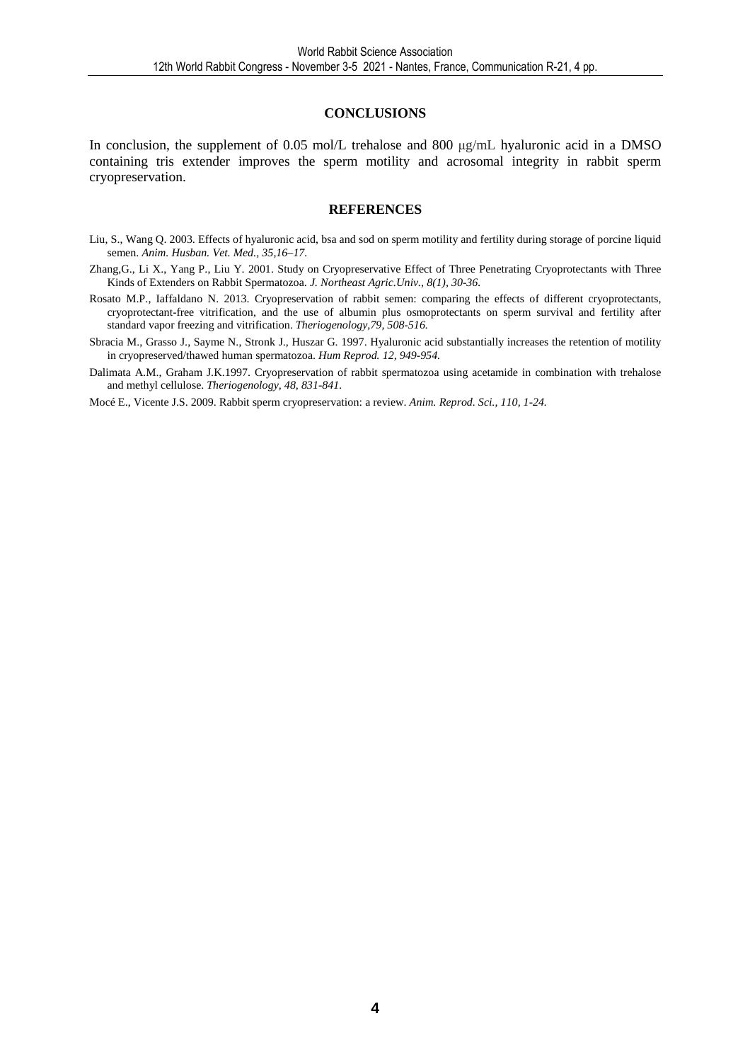## CONCLUSIONS

In conclusion, the supplement of 0.05 mol/L trehalose and 800 μg/mL hyaluronic acid in a DMSO containing tris extender improves the sperm motility and acrosomal integrity in rabbit sperm cryopreservation.

## REFERENCES

Liu, S., Wang Q. 2003. Effects of hyaluronic acid, bsa and sod on sperm motility and fertility during storage of porcine liquid semen. *Anim. Husban. Vet. Med., 35,16–17.*

Zhang,G., Li X., Yang P., Liu Y. 2001. Study on Cryopreservative Effect of Three Penetrating Cryoprotectants with Three Kinds of Extenders on Rabbit Spermatozoa. *J. Northeast Agric.Univ., 8(1), 30-36.*

Rosato M.P., Iaffaldano N. 2013. Cryopreservation of rabbit semen: comparing the effects of different cryoprotectants, cryoprotectant-free vitrification, and the use of albumin plus osmoprotectants on sperm survival and fertility after standard vapor freezing and vitrification. *Theriogenology,79, 508-516.*

Sbracia M., Grasso J., Sayme N., Stronk J., Huszar G. 1997. Hyaluronic acid substantially increases the retention of motility in cryopreserved/thawed human spermatozoa. *Hum Reprod. 12, 949-954.*

Dalimata A.M., Graham J.K.1997. Cryopreservation of rabbit spermatozoa using acetamide in combination with trehalose and methyl cellulose. *Theriogenology, 48, 831-841.*

Mocé E., Vicente J.S. 2009. Rabbit sperm cryopreservation: a review. *Anim. Reprod. Sci., 110, 1-24.*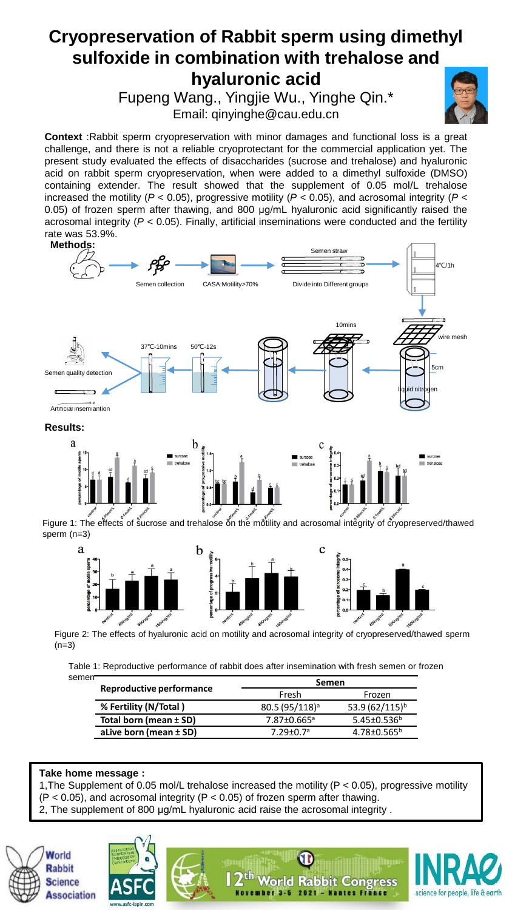# Cryopreservation of Rabbit sperm using dimethyl sulfoxide in combination with trehalose and hyaluronic acid

Fupeng Wang., Yingjie Wu., Yinghe Qin.*

Email: qinyinghe@cau.edu.cn

**Context** :Rabbit sperm cryopreservation with minor damages and functional loss is a great challenge, and there is not a reliable cryoprotectant for the commercial application yet. The present study evaluated the effects of disaccharides (sucrose and trehalose) and hyaluronic acid on rabbit sperm cryopreservation, when were added to a dimethyl sulfoxide (DMSO) containing extender. The result showed that the supplement of 0.05 mol/L trehalose increased the motility ($P < 0.05$), progressive motility ($P < 0.05$), and acrosomal integrity ($P < 0.05$) of frozen sperm after thawing, and 800 μg/mL hyaluronic acid significantly raised the acrosomal integrity ($P < 0.05$). Finally, artificial inseminations were conducted and the fertility rate was 53.9%.

**Methods:**

Semen collection

CASA:Motility>70%

Semen straw

Divide into Different groups

4℃/1h

10mins

wire mesh

5cm

liquid nitrogen

37℃-10mins

50℃-12s

Semen quality detection

Artificial insemiantion

**Results:**

Figure 1: The effects of sucrose and trehalose on the motility and acrosomal integrity of cryopreserved/thawed sperm (n=3)

Figure 2: The effects of hyaluronic acid on motility and acrosomal integrity of cryopreserved/thawed sperm (n=3)

Table 1: Reproductive performance of rabbit does after insemination with fresh semen or frozen semen

| Reproductive performance | Semen | |
|---|---|---|
| | Fresh | Frozen |
| **% Fertility (N/Total )** | 80.5 (95/118)[a] | 53.9 (62/115)[b] |
| **Total born (mean ± SD)** | 7.87±0.665[a] | 5.45±0.536[b] |
| **aLive born (mean ± SD)** | 7.29±0.7[a] | 4.78±0.565[b] |

**Take home message :**

1,The Supplement of 0.05 mol/L trehalose increased the motility ($P < 0.05$), progressive motility ($P < 0.05$), and acrosomal integrity ($P < 0.05$) of frozen sperm after thawing.

2, The supplement of 800 μg/mL hyaluronic acid raise the acrosomal integrity .